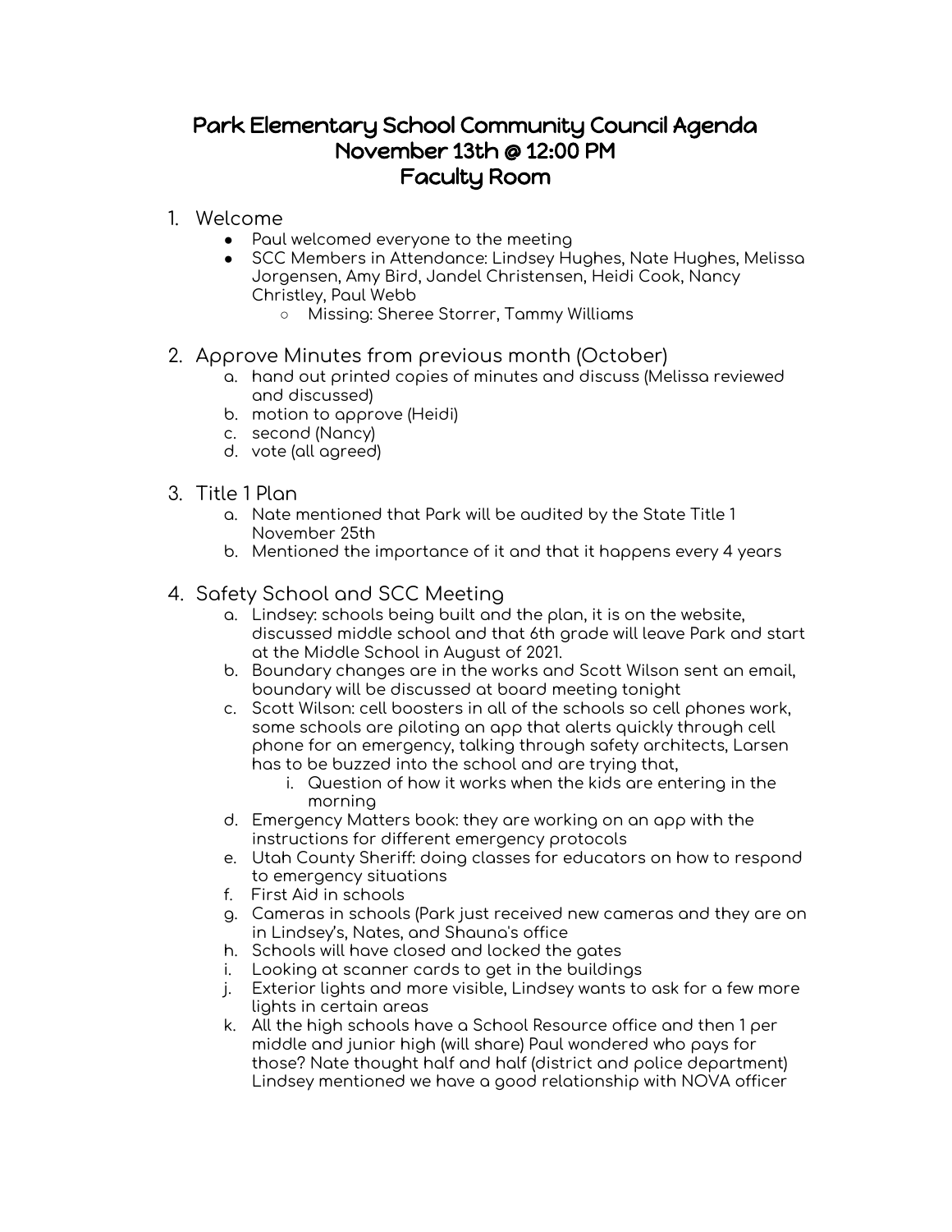# Park Elementary School Community Council Agenda
# November 13th @ 12:00 PM
# Faculty Room

1. Welcome
   - Paul welcomed everyone to the meeting
   - SCC Members in Attendance: Lindsey Hughes, Nate Hughes, Melissa Jorgensen, Amy Bird, Jandel Christensen, Heidi Cook, Nancy Christley, Paul Webb
     - Missing: Sheree Storrer, Tammy Williams

2. Approve Minutes from previous month (October)
   a. hand out printed copies of minutes and discuss (Melissa reviewed and discussed)
   b. motion to approve (Heidi)
   c. second (Nancy)
   d. vote (all agreed)

3. Title 1 Plan
   a. Nate mentioned that Park will be audited by the State Title 1 November 25th
   b. Mentioned the importance of it and that it happens every 4 years

4. Safety School and SCC Meeting
   a. Lindsey: schools being built and the plan, it is on the website, discussed middle school and that 6th grade will leave Park and start at the Middle School in August of 2021.
   b. Boundary changes are in the works and Scott Wilson sent an email, boundary will be discussed at board meeting tonight
   c. Scott Wilson: cell boosters in all of the schools so cell phones work, some schools are piloting an app that alerts quickly through cell phone for an emergency, talking through safety architects, Larsen has to be buzzed into the school and are trying that,
      i. Question of how it works when the kids are entering in the morning
   d. Emergency Matters book: they are working on an app with the instructions for different emergency protocols
   e. Utah County Sheriff: doing classes for educators on how to respond to emergency situations
   f. First Aid in schools
   g. Cameras in schools (Park just received new cameras and they are on in Lindsey's, Nates, and Shauna's office
   h. Schools will have closed and locked the gates
   i. Looking at scanner cards to get in the buildings
   j. Exterior lights and more visible, Lindsey wants to ask for a few more lights in certain areas
   k. All the high schools have a School Resource office and then 1 per middle and junior high (will share) Paul wondered who pays for those? Nate thought half and half (district and police department) Lindsey mentioned we have a good relationship with NOVA officer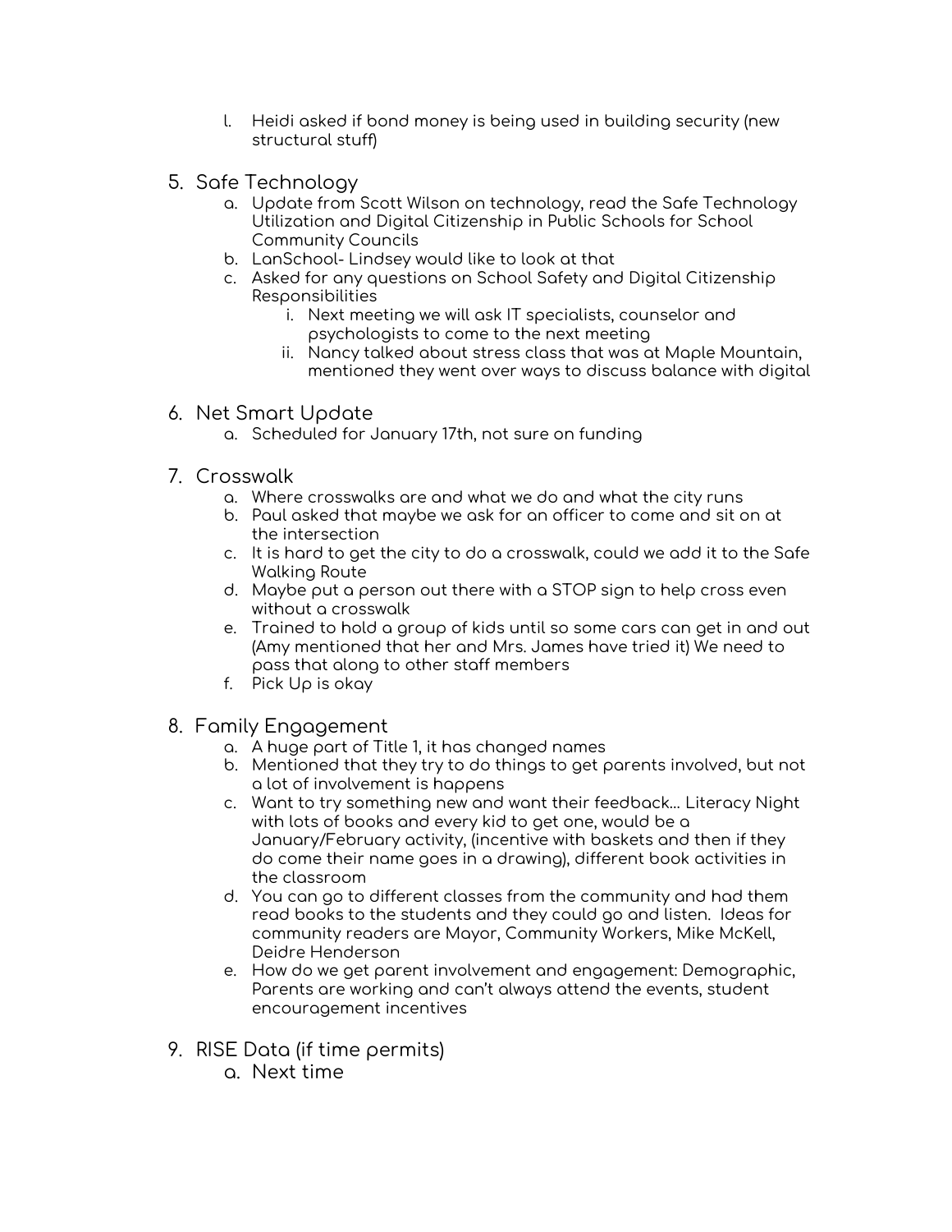l. Heidi asked if bond money is being used in building security (new structural stuff)

5. Safe Technology
    a. Update from Scott Wilson on technology, read the Safe Technology Utilization and Digital Citizenship in Public Schools for School Community Councils
    b. LanSchool- Lindsey would like to look at that
    c. Asked for any questions on School Safety and Digital Citizenship Responsibilities
        i. Next meeting we will ask IT specialists, counselor and psychologists to come to the next meeting
        ii. Nancy talked about stress class that was at Maple Mountain, mentioned they went over ways to discuss balance with digital

6. Net Smart Update
    a. Scheduled for January 17th, not sure on funding

7. Crosswalk
    a. Where crosswalks are and what we do and what the city runs
    b. Paul asked that maybe we ask for an officer to come and sit on at the intersection
    c. It is hard to get the city to do a crosswalk, could we add it to the Safe Walking Route
    d. Maybe put a person out there with a STOP sign to help cross even without a crosswalk
    e. Trained to hold a group of kids until so some cars can get in and out (Amy mentioned that her and Mrs. James have tried it) We need to pass that along to other staff members
    f. Pick Up is okay

8. Family Engagement
    a. A huge part of Title 1, it has changed names
    b. Mentioned that they try to do things to get parents involved, but not a lot of involvement is happens
    c. Want to try something new and want their feedback... Literacy Night with lots of books and every kid to get one, would be a January/February activity, (incentive with baskets and then if they do come their name goes in a drawing), different book activities in the classroom
    d. You can go to different classes from the community and had them read books to the students and they could go and listen. Ideas for community readers are Mayor, Community Workers, Mike McKell, Deidre Henderson
    e. How do we get parent involvement and engagement: Demographic, Parents are working and can't always attend the events, student encouragement incentives

9. RISE Data (if time permits)
    a. Next time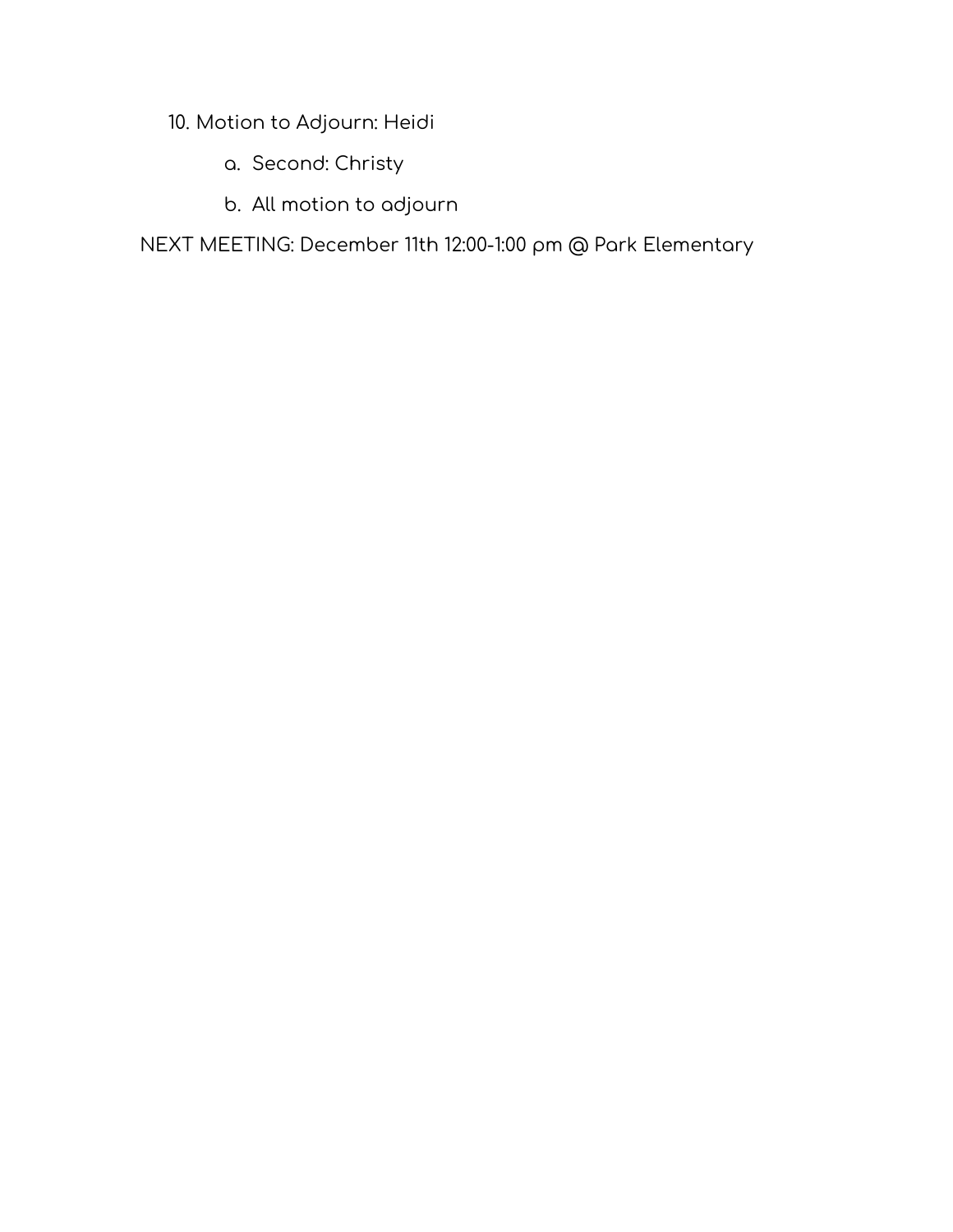10. Motion to Adjourn: Heidi
    a. Second: Christy
    b. All motion to adjourn

NEXT MEETING: December 11th 12:00-1:00 pm @ Park Elementary